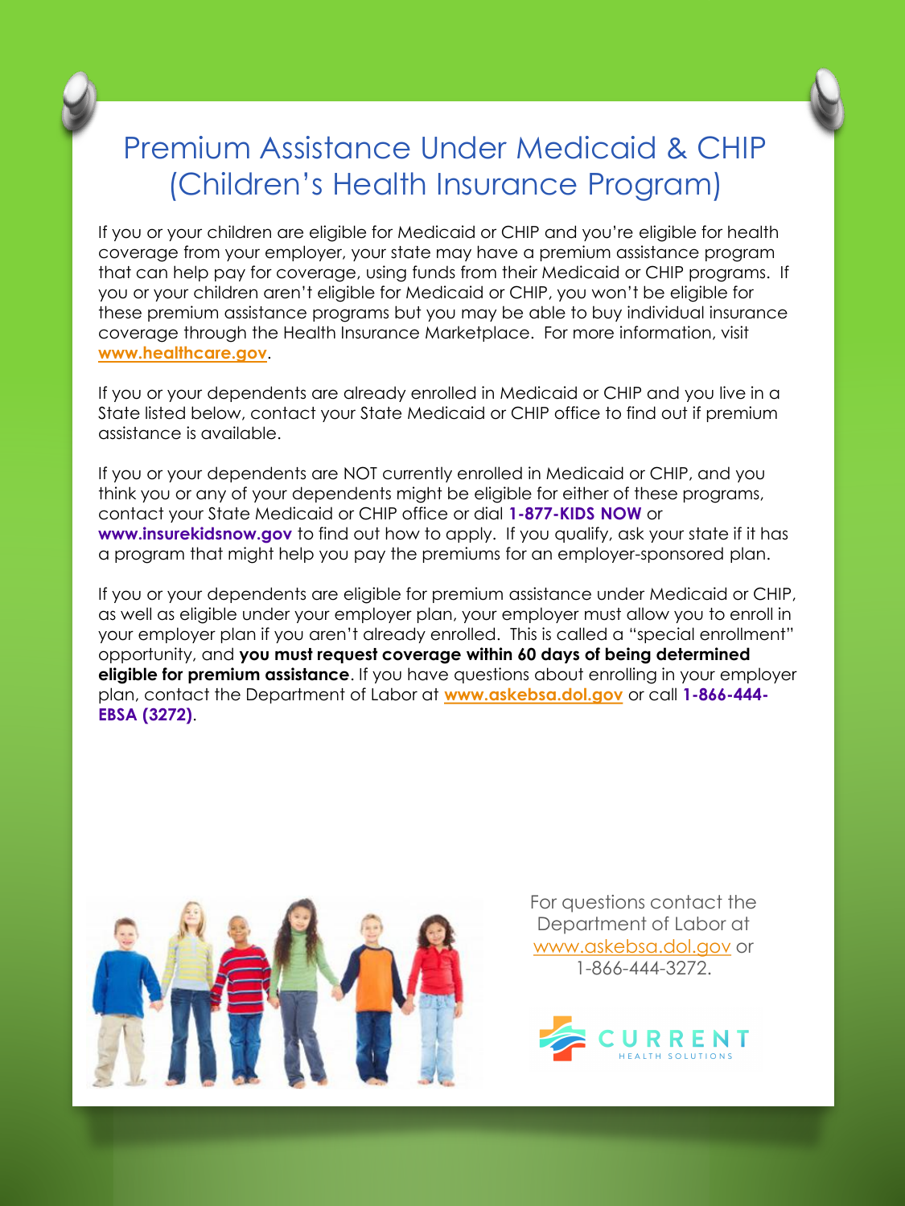# Premium Assistance Under Medicaid & CHIP (Children's Health Insurance Program)

If you or your children are eligible for Medicaid or CHIP and you're eligible for health coverage from your employer, your state may have a premium assistance program that can help pay for coverage, using funds from their Medicaid or CHIP programs. If you or your children aren't eligible for Medicaid or CHIP, you won't be eligible for these premium assistance programs but you may be able to buy individual insurance coverage through the Health Insurance Marketplace. For more information, visit **www.healthcare.gov**.

If you or your dependents are already enrolled in Medicaid or CHIP and you live in a State listed below, contact your State Medicaid or CHIP office to find out if premium assistance is available.

If you or your dependents are NOT currently enrolled in Medicaid or CHIP, and you think you or any of your dependents might be eligible for either of these programs, contact your State Medicaid or CHIP office or dial **1-877-KIDS NOW** or **www.insurekidsnow.gov** to find out how to apply. If you qualify, ask your state if it has a program that might help you pay the premiums for an employer-sponsored plan.

If you or your dependents are eligible for premium assistance under Medicaid or CHIP, as well as eligible under your employer plan, your employer must allow you to enroll in your employer plan if you aren't already enrolled. This is called a "special enrollment" opportunity, and **you must request coverage within 60 days of being determined eligible for premium assistance**. If you have questions about enrolling in your employer plan, contact the Department of Labor at **www.askebsa.dol.gov** or call **1-866-444-EBSA (3272)**.

For questions contact the Department of Labor at www.askebsa.dol.gov or 1-866-444-3272.

CURRENT HEALTH SOLUTIONS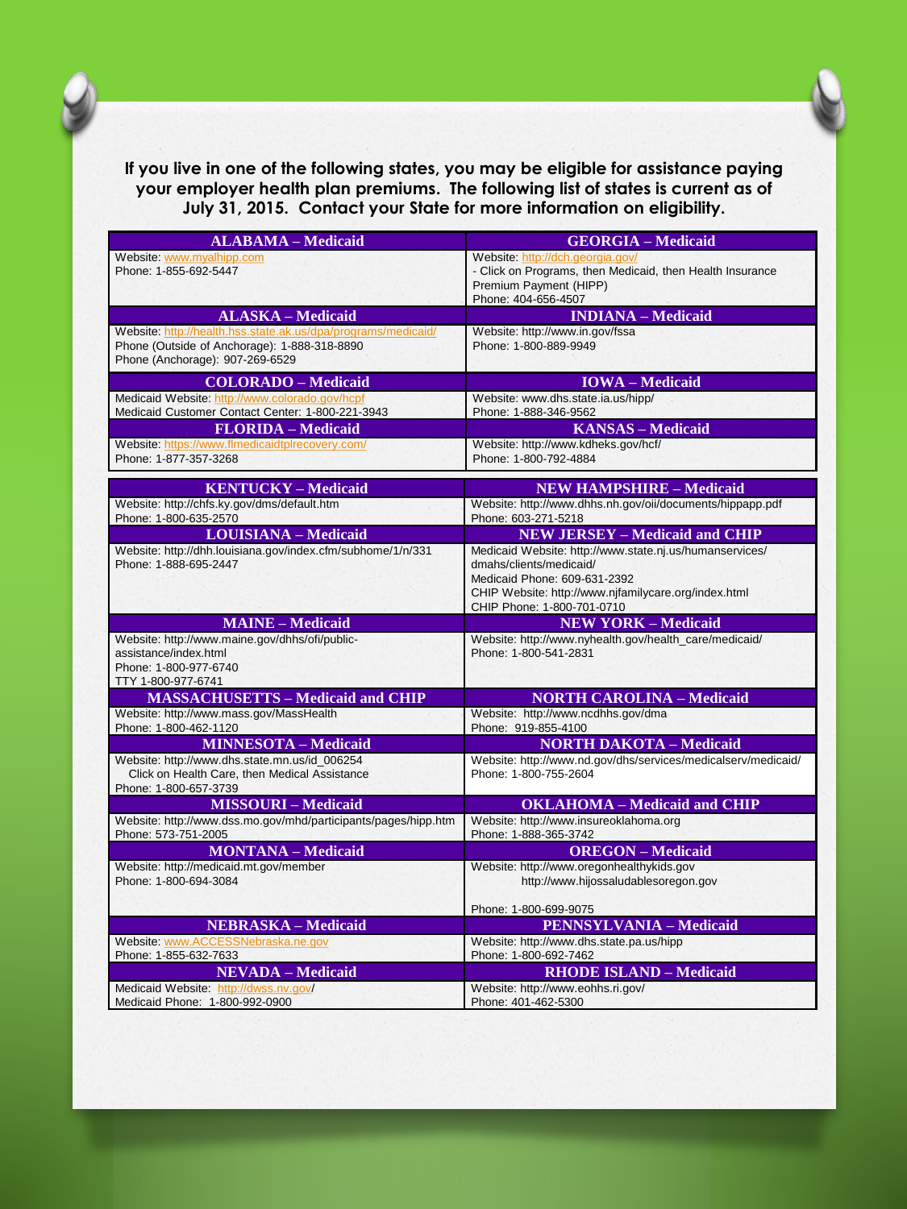**If you live in one of the following states, you may be eligible for assistance paying your employer health plan premiums. The following list of states is current as of July 31, 2015. Contact your State for more information on eligibility.**

| ALABAMA – Medicaid | GEORGIA – Medicaid |
| --- | --- |
| Website: www.myalhipp.com<br>Phone: 1-855-692-5447 | Website: http://dch.georgia.gov/<br>- Click on Programs, then Medicaid, then Health Insurance Premium Payment (HIPP)<br>Phone: 404-656-4507 |
| **ALASKA – Medicaid** | **INDIANA – Medicaid** |
| Website: http://health.hss.state.ak.us/dpa/programs/medicaid/<br>Phone (Outside of Anchorage): 1-888-318-8890<br>Phone (Anchorage): 907-269-6529 | Website: http://www.in.gov/fssa<br>Phone: 1-800-889-9949 |
| **COLORADO – Medicaid** | **IOWA – Medicaid** |
| Medicaid Website: http://www.colorado.gov/hcpf<br>Medicaid Customer Contact Center: 1-800-221-3943 | Website: www.dhs.state.ia.us/hipp/<br>Phone: 1-888-346-9562 |
| **FLORIDA – Medicaid** | **KANSAS – Medicaid** |
| Website: https://www.flmedicaidtplrecovery.com/<br>Phone: 1-877-357-3268 | Website: http://www.kdheks.gov/hcf/<br>Phone: 1-800-792-4884 |

| KENTUCKY – Medicaid | NEW HAMPSHIRE – Medicaid |
| --- | --- |
| Website: http://chfs.ky.gov/dms/default.htm<br>Phone: 1-800-635-2570 | Website: http://www.dhhs.nh.gov/oii/documents/hippapp.pdf<br>Phone: 603-271-5218 |
| **LOUISIANA – Medicaid** | **NEW JERSEY – Medicaid and CHIP** |
| Website: http://dhh.louisiana.gov/index.cfm/subhome/1/n/331<br>Phone: 1-888-695-2447 | Medicaid Website: http://www.state.nj.us/humanservices/dmahs/clients/medicaid/<br>Medicaid Phone: 609-631-2392<br>CHIP Website: http://www.njfamilycare.org/index.html<br>CHIP Phone: 1-800-701-0710 |
| **MAINE – Medicaid** | **NEW YORK – Medicaid** |
| Website: http://www.maine.gov/dhhs/ofi/public-assistance/index.html<br>Phone: 1-800-977-6740<br>TTY 1-800-977-6741 | Website: http://www.nyhealth.gov/health_care/medicaid/<br>Phone: 1-800-541-2831 |
| **MASSACHUSETTS – Medicaid and CHIP** | **NORTH CAROLINA – Medicaid** |
| Website: http://www.mass.gov/MassHealth<br>Phone: 1-800-462-1120 | Website: http://www.ncdhhs.gov/dma<br>Phone: 919-855-4100 |
| **MINNESOTA – Medicaid** | **NORTH DAKOTA – Medicaid** |
| Website: http://www.dhs.state.mn.us/id_006254<br>Click on Health Care, then Medical Assistance<br>Phone: 1-800-657-3739 | Website: http://www.nd.gov/dhs/services/medicalserv/medicaid/<br>Phone: 1-800-755-2604 |
| **MISSOURI – Medicaid** | **OKLAHOMA – Medicaid and CHIP** |
| Website: http://www.dss.mo.gov/mhd/participants/pages/hipp.htm<br>Phone: 573-751-2005 | Website: http://www.insureoklahoma.org<br>Phone: 1-888-365-3742 |
| **MONTANA – Medicaid** | **OREGON – Medicaid** |
| Website: http://medicaid.mt.gov/member<br>Phone: 1-800-694-3084 | Website: http://www.oregonhealthykids.gov<br>http://www.hijossaludablesoregon.gov<br>Phone: 1-800-699-9075 |
| **NEBRASKA – Medicaid** | **PENNSYLVANIA – Medicaid** |
| Website: www.ACCESSNebraska.ne.gov<br>Phone: 1-855-632-7633 | Website: http://www.dhs.state.pa.us/hipp<br>Phone: 1-800-692-7462 |
| **NEVADA – Medicaid** | **RHODE ISLAND – Medicaid** |
| Medicaid Website: http://dwss.nv.gov/<br>Medicaid Phone: 1-800-992-0900 | Website: http://www.eohhs.ri.gov/<br>Phone: 401-462-5300 |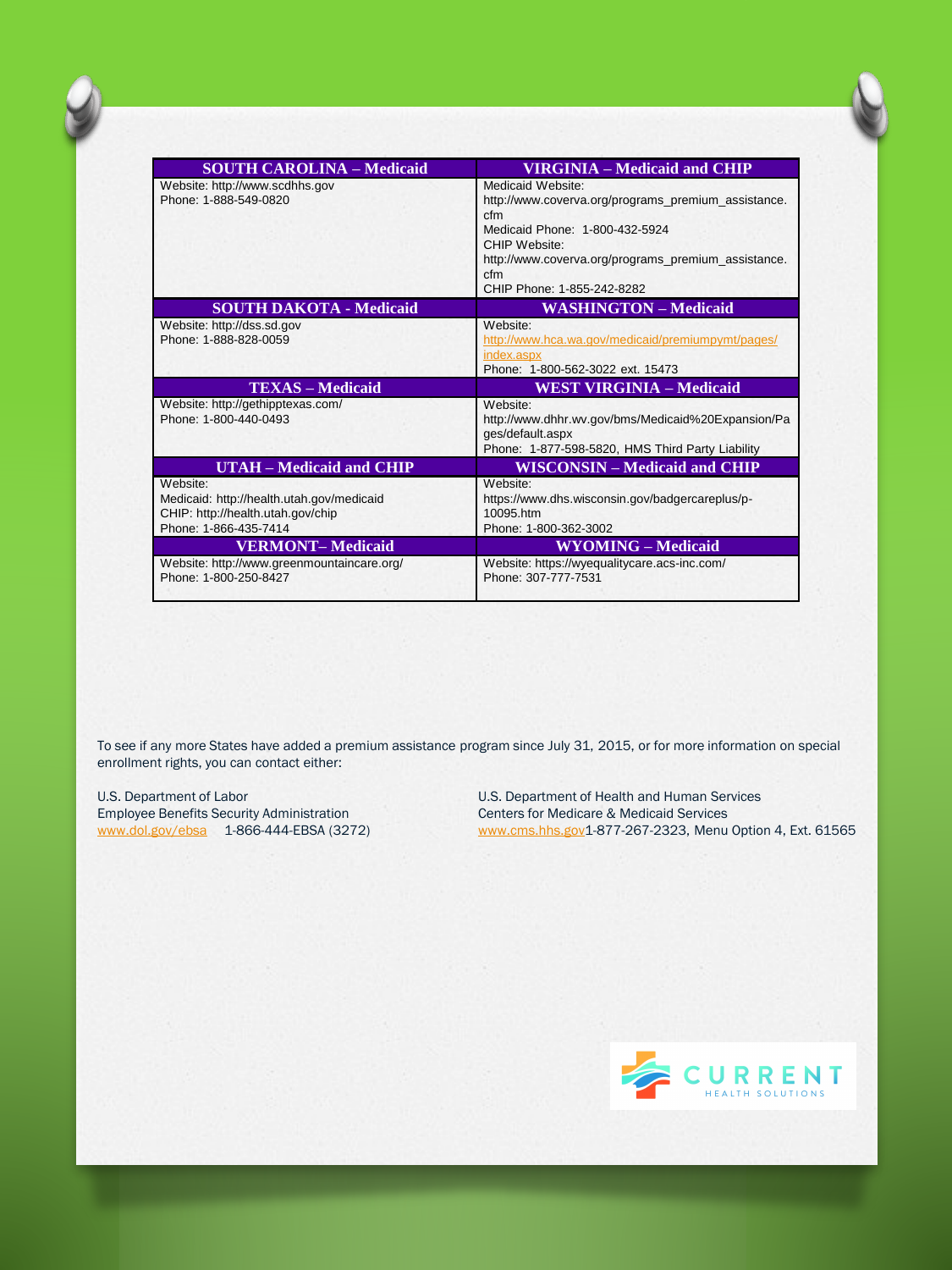| SOUTH CAROLINA – Medicaid | VIRGINIA – Medicaid and CHIP |
| --- | --- |
| Website: http://www.scdhhs.gov<br>Phone: 1-888-549-0820 | Medicaid Website:<br>http://www.coverva.org/programs_premium_assistance.cfm<br>Medicaid Phone: 1-800-432-5924<br>CHIP Website:<br>http://www.coverva.org/programs_premium_assistance.cfm<br>CHIP Phone: 1-855-242-8282 |
| **SOUTH DAKOTA - Medicaid** | **WASHINGTON – Medicaid** |
| Website: http://dss.sd.gov<br>Phone: 1-888-828-0059 | Website:<br>http://www.hca.wa.gov/medicaid/premiumpymt/pages/index.aspx<br>Phone: 1-800-562-3022 ext. 15473 |
| **TEXAS – Medicaid** | **WEST VIRGINIA – Medicaid** |
| Website: http://gethipptexas.com/<br>Phone: 1-800-440-0493 | Website:<br>http://www.dhhr.wv.gov/bms/Medicaid%20Expansion/Pages/default.aspx<br>Phone: 1-877-598-5820, HMS Third Party Liability |
| **UTAH – Medicaid and CHIP** | **WISCONSIN – Medicaid and CHIP** |
| Website:<br>Medicaid: http://health.utah.gov/medicaid<br>CHIP: http://health.utah.gov/chip<br>Phone: 1-866-435-7414 | Website:<br>https://www.dhs.wisconsin.gov/badgercareplus/p-10095.htm<br>Phone: 1-800-362-3002 |
| **VERMONT– Medicaid** | **WYOMING – Medicaid** |
| Website: http://www.greenmountaincare.org/<br>Phone: 1-800-250-8427 | Website: https://wyequalitycare.acs-inc.com/<br>Phone: 307-777-7531 |

To see if any more States have added a premium assistance program since July 31, 2015, or for more information on special enrollment rights, you can contact either:

U.S. Department of Labor
Employee Benefits Security Administration
www.dol.gov/ebsa 1-866-444-EBSA (3272)

U.S. Department of Health and Human Services
Centers for Medicare & Medicaid Services
www.cms.hhs.gov 1-877-267-2323, Menu Option 4, Ext. 61565

CURRENT HEALTH SOLUTIONS